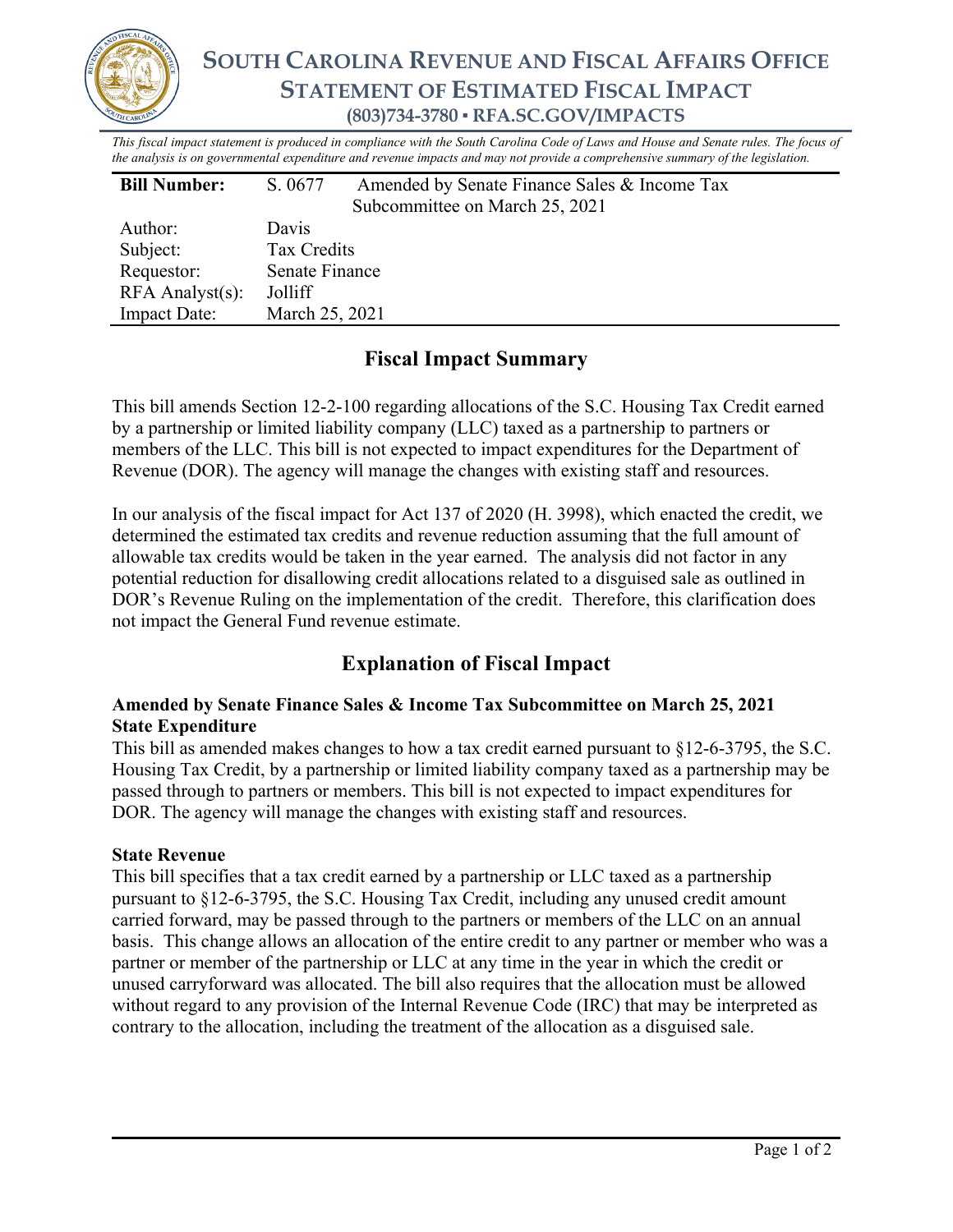# SOUTH CAROLINA REVENUE AND FISCAL AFFAIRS OFFICE
## STATEMENT OF ESTIMATED FISCAL IMPACT
### (803)734-3780 ▪ RFA.SC.GOV/IMPACTS

*This fiscal impact statement is produced in compliance with the South Carolina Code of Laws and House and Senate rules. The focus of the analysis is on governmental expenditure and revenue impacts and may not provide a comprehensive summary of the legislation.*

| **Bill Number:** | S. 0677 Amended by Senate Finance Sales & Income Tax Subcommittee on March 25, 2021 |
|---|---|
| Author: | Davis |
| Subject: | Tax Credits |
| Requestor: | Senate Finance |
| RFA Analyst(s): | Jolliff |
| Impact Date: | March 25, 2021 |

## Fiscal Impact Summary

This bill amends Section 12-2-100 regarding allocations of the S.C. Housing Tax Credit earned by a partnership or limited liability company (LLC) taxed as a partnership to partners or members of the LLC. This bill is not expected to impact expenditures for the Department of Revenue (DOR). The agency will manage the changes with existing staff and resources.

In our analysis of the fiscal impact for Act 137 of 2020 (H. 3998), which enacted the credit, we determined the estimated tax credits and revenue reduction assuming that the full amount of allowable tax credits would be taken in the year earned. The analysis did not factor in any potential reduction for disallowing credit allocations related to a disguised sale as outlined in DOR's Revenue Ruling on the implementation of the credit. Therefore, this clarification does not impact the General Fund revenue estimate.

## Explanation of Fiscal Impact

**Amended by Senate Finance Sales & Income Tax Subcommittee on March 25, 2021**
**State Expenditure**

This bill as amended makes changes to how a tax credit earned pursuant to §12-6-3795, the S.C. Housing Tax Credit, by a partnership or limited liability company taxed as a partnership may be passed through to partners or members. This bill is not expected to impact expenditures for DOR. The agency will manage the changes with existing staff and resources.

**State Revenue**

This bill specifies that a tax credit earned by a partnership or LLC taxed as a partnership pursuant to §12-6-3795, the S.C. Housing Tax Credit, including any unused credit amount carried forward, may be passed through to the partners or members of the LLC on an annual basis. This change allows an allocation of the entire credit to any partner or member who was a partner or member of the partnership or LLC at any time in the year in which the credit or unused carryforward was allocated. The bill also requires that the allocation must be allowed without regard to any provision of the Internal Revenue Code (IRC) that may be interpreted as contrary to the allocation, including the treatment of the allocation as a disguised sale.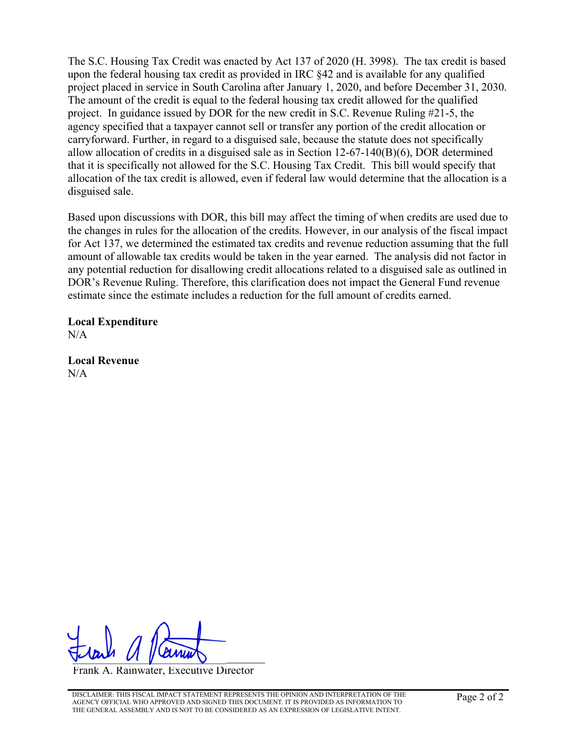The S.C. Housing Tax Credit was enacted by Act 137 of 2020 (H. 3998). The tax credit is based upon the federal housing tax credit as provided in IRC §42 and is available for any qualified project placed in service in South Carolina after January 1, 2020, and before December 31, 2030. The amount of the credit is equal to the federal housing tax credit allowed for the qualified project. In guidance issued by DOR for the new credit in S.C. Revenue Ruling #21-5, the agency specified that a taxpayer cannot sell or transfer any portion of the credit allocation or carryforward. Further, in regard to a disguised sale, because the statute does not specifically allow allocation of credits in a disguised sale as in Section 12-67-140(B)(6), DOR determined that it is specifically not allowed for the S.C. Housing Tax Credit. This bill would specify that allocation of the tax credit is allowed, even if federal law would determine that the allocation is a disguised sale.

Based upon discussions with DOR, this bill may affect the timing of when credits are used due to the changes in rules for the allocation of the credits. However, in our analysis of the fiscal impact for Act 137, we determined the estimated tax credits and revenue reduction assuming that the full amount of allowable tax credits would be taken in the year earned. The analysis did not factor in any potential reduction for disallowing credit allocations related to a disguised sale as outlined in DOR's Revenue Ruling. Therefore, this clarification does not impact the General Fund revenue estimate since the estimate includes a reduction for the full amount of credits earned.

**Local Expenditure**
N/A

**Local Revenue**
N/A

Frank A. Rainwater, Executive Director

DISCLAIMER: THIS FISCAL IMPACT STATEMENT REPRESENTS THE OPINION AND INTERPRETATION OF THE AGENCY OFFICIAL WHO APPROVED AND SIGNED THIS DOCUMENT. IT IS PROVIDED AS INFORMATION TO THE GENERAL ASSEMBLY AND IS NOT TO BE CONSIDERED AS AN EXPRESSION OF LEGISLATIVE INTENT.